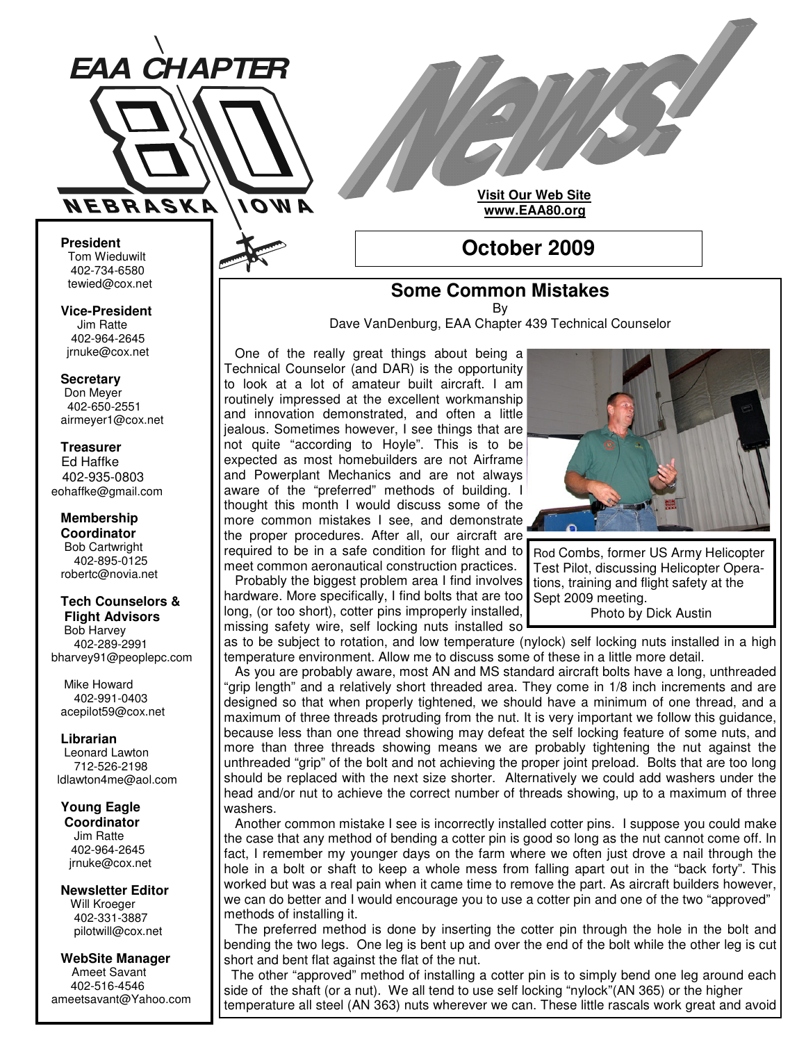# EAA CHAPTER 80 NEBRASKA IOWA

# News!

**Visit Our Web Site**
**www.EAA80.org**

## October 2009

**President**
Tom Wieduwilt
402-734-6580
tewied@cox.net

**Vice-President**
Jim Ratte
402-964-2645
jrnuke@cox.net

**Secretary**
Don Meyer
402-650-2551
airmeyer1@cox.net

**Treasurer**
Ed Haffke
402-935-0803
eohaffke@gmail.com

**Membership Coordinator**
Bob Cartwright
402-895-0125
robertc@novia.net

**Tech Counselors & Flight Advisors**
Bob Harvey
402-289-2991
bharvey91@peoplepc.com

Mike Howard
402-991-0403
acepilot59@cox.net

**Librarian**
Leonard Lawton
712-526-2198
ldlawton4me@aol.com

**Young Eagle Coordinator**
Jim Ratte
402-964-2645
jrnuke@cox.net

**Newsletter Editor**
Will Kroeger
402-331-3887
pilotwill@cox.net

**WebSite Manager**
Ameet Savant
402-516-4546
ameetsavant@Yahoo.com

## Some Common Mistakes

By
Dave VanDenburg, EAA Chapter 439 Technical Counselor

One of the really great things about being a Technical Counselor (and DAR) is the opportunity to look at a lot of amateur built aircraft. I am routinely impressed at the excellent workmanship and innovation demonstrated, and often a little jealous. Sometimes however, I see things that are not quite "according to Hoyle". This is to be expected as most homebuilders are not Airframe and Powerplant Mechanics and are not always aware of the "preferred" methods of building. I thought this month I would discuss some of the more common mistakes I see, and demonstrate the proper procedures. After all, our aircraft are required to be in a safe condition for flight and to meet common aeronautical construction practices.

Rod Combs, former US Army Helicopter Test Pilot, discussing Helicopter Operations, training and flight safety at the Sept 2009 meeting.
Photo by Dick Austin

Probably the biggest problem area I find involves hardware. More specifically, I find bolts that are too long, (or too short), cotter pins improperly installed, missing safety wire, self locking nuts installed so as to be subject to rotation, and low temperature (nylock) self locking nuts installed in a high temperature environment. Allow me to discuss some of these in a little more detail.

As you are probably aware, most AN and MS standard aircraft bolts have a long, unthreaded "grip length" and a relatively short threaded area. They come in 1/8 inch increments and are designed so that when properly tightened, we should have a minimum of one thread, and a maximum of three threads protruding from the nut. It is very important we follow this guidance, because less than one thread showing may defeat the self locking feature of some nuts, and more than three threads showing means we are probably tightening the nut against the unthreaded "grip" of the bolt and not achieving the proper joint preload. Bolts that are too long should be replaced with the next size shorter. Alternatively we could add washers under the head and/or nut to achieve the correct number of threads showing, up to a maximum of three washers.

Another common mistake I see is incorrectly installed cotter pins. I suppose you could make the case that any method of bending a cotter pin is good so long as the nut cannot come off. In fact, I remember my younger days on the farm where we often just drove a nail through the hole in a bolt or shaft to keep a whole mess from falling apart out in the "back forty". This worked but was a real pain when it came time to remove the part. As aircraft builders however, we can do better and I would encourage you to use a cotter pin and one of the two "approved" methods of installing it.

The preferred method is done by inserting the cotter pin through the hole in the bolt and bending the two legs. One leg is bent up and over the end of the bolt while the other leg is cut short and bent flat against the flat of the nut.

The other "approved" method of installing a cotter pin is to simply bend one leg around each side of the shaft (or a nut). We all tend to use self locking "nylock"(AN 365) or the higher temperature all steel (AN 363) nuts wherever we can. These little rascals work great and avoid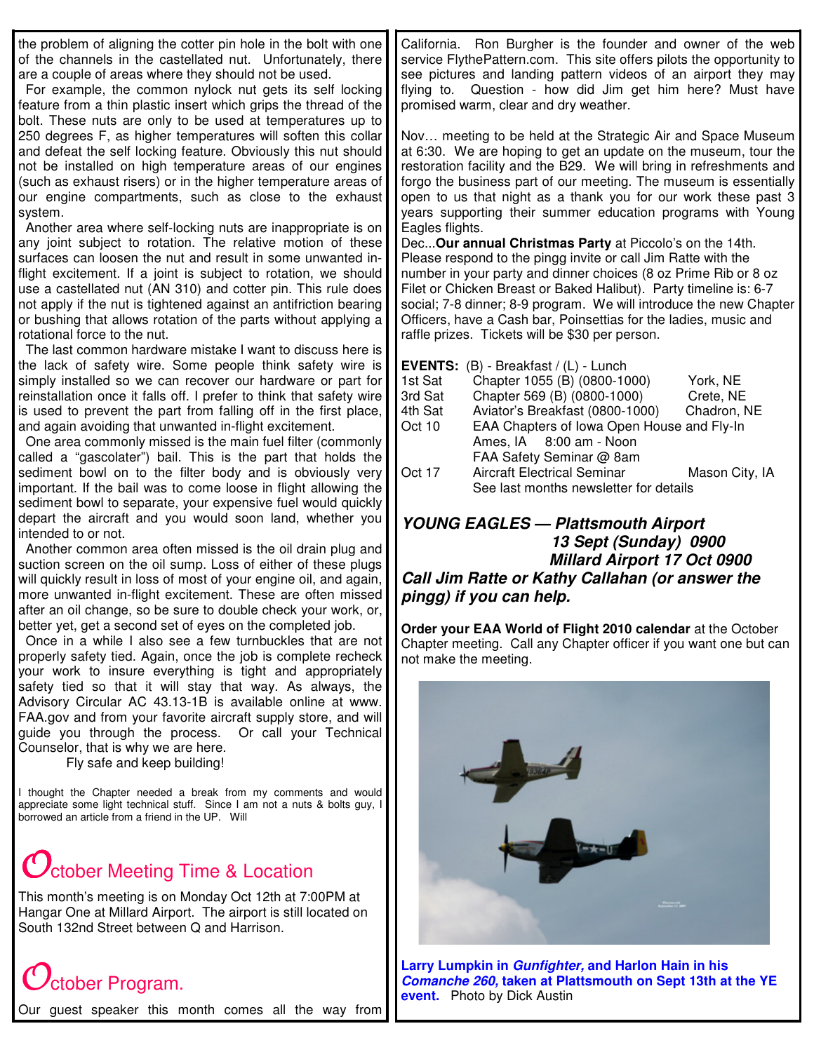the problem of aligning the cotter pin hole in the bolt with one of the channels in the castellated nut. Unfortunately, there are a couple of areas where they should not be used.

For example, the common nylock nut gets its self locking feature from a thin plastic insert which grips the thread of the bolt. These nuts are only to be used at temperatures up to 250 degrees F, as higher temperatures will soften this collar and defeat the self locking feature. Obviously this nut should not be installed on high temperature areas of our engines (such as exhaust risers) or in the higher temperature areas of our engine compartments, such as close to the exhaust system.

Another area where self-locking nuts are inappropriate is on any joint subject to rotation. The relative motion of these surfaces can loosen the nut and result in some unwanted in-flight excitement. If a joint is subject to rotation, we should use a castellated nut (AN 310) and cotter pin. This rule does not apply if the nut is tightened against an antifriction bearing or bushing that allows rotation of the parts without applying a rotational force to the nut.

The last common hardware mistake I want to discuss here is the lack of safety wire. Some people think safety wire is simply installed so we can recover our hardware or part for reinstallation once it falls off. I prefer to think that safety wire is used to prevent the part from falling off in the first place, and again avoiding that unwanted in-flight excitement.

One area commonly missed is the main fuel filter (commonly called a "gascolater") bail. This is the part that holds the sediment bowl on to the filter body and is obviously very important. If the bail was to come loose in flight allowing the sediment bowl to separate, your expensive fuel would quickly depart the aircraft and you would soon land, whether you intended to or not.

Another common area often missed is the oil drain plug and suction screen on the oil sump. Loss of either of these plugs will quickly result in loss of most of your engine oil, and again, more unwanted in-flight excitement. These are often missed after an oil change, so be sure to double check your work, or, better yet, get a second set of eyes on the completed job.

Once in a while I also see a few turnbuckles that are not properly safety tied. Again, once the job is complete recheck your work to insure everything is tight and appropriately safety tied so that it will stay that way. As always, the Advisory Circular AC 43.13-1B is available online at www.FAA.gov and from your favorite aircraft supply store, and will guide you through the process. Or call your Technical Counselor, that is why we are here.

Fly safe and keep building!

I thought the Chapter needed a break from my comments and would appreciate some light technical stuff. Since I am not a nuts & bolts guy, I borrowed an article from a friend in the UP. Will

## October Meeting Time & Location

This month's meeting is on Monday Oct 12th at 7:00PM at Hangar One at Millard Airport. The airport is still located on South 132nd Street between Q and Harrison.

## October Program.

Our guest speaker this month comes all the way from California. Ron Burgher is the founder and owner of the web service FlythePattern.com. This site offers pilots the opportunity to see pictures and landing pattern videos of an airport they may flying to. Question - how did Jim get him here? Must have promised warm, clear and dry weather.

Nov… meeting to be held at the Strategic Air and Space Museum at 6:30. We are hoping to get an update on the museum, tour the restoration facility and the B29. We will bring in refreshments and forgo the business part of our meeting. The museum is essentially open to us that night as a thank you for our work these past 3 years supporting their summer education programs with Young Eagles flights.

Dec...**Our annual Christmas Party** at Piccolo's on the 14th. Please respond to the pingg invite or call Jim Ratte with the number in your party and dinner choices (8 oz Prime Rib or 8 oz Filet or Chicken Breast or Baked Halibut). Party timeline is: 6-7 social; 7-8 dinner; 8-9 program. We will introduce the new Chapter Officers, have a Cash bar, Poinsettias for the ladies, music and raffle prizes. Tickets will be $30 per person.

**EVENTS:** (B) - Breakfast / (L) - Lunch

| | | |
|---|---|---|
| 1st Sat | Chapter 1055 (B) (0800-1000) | York, NE |
| 3rd Sat | Chapter 569 (B) (0800-1000) | Crete, NE |
| 4th Sat | Aviator's Breakfast (0800-1000) | Chadron, NE |
| Oct 10 | EAA Chapters of Iowa Open House and Fly-In<br>Ames, IA 8:00 am - Noon<br>FAA Safety Seminar @ 8am | |
| Oct 17 | Aircraft Electrical Seminar<br>See last months newsletter for details | Mason City, IA |

***YOUNG EAGLES — Plattsmouth Airport 13 Sept (Sunday) 0900***
***Millard Airport 17 Oct 0900***
***Call Jim Ratte or Kathy Callahan (or answer the pingg) if you can help.***

**Order your EAA World of Flight 2010 calendar** at the October Chapter meeting. Call any Chapter officer if you want one but can not make the meeting.

**Larry Lumpkin in *Gunfighter,* and Harlon Hain in his *Comanche 260,* taken at Plattsmouth on Sept 13th at the YE event.** Photo by Dick Austin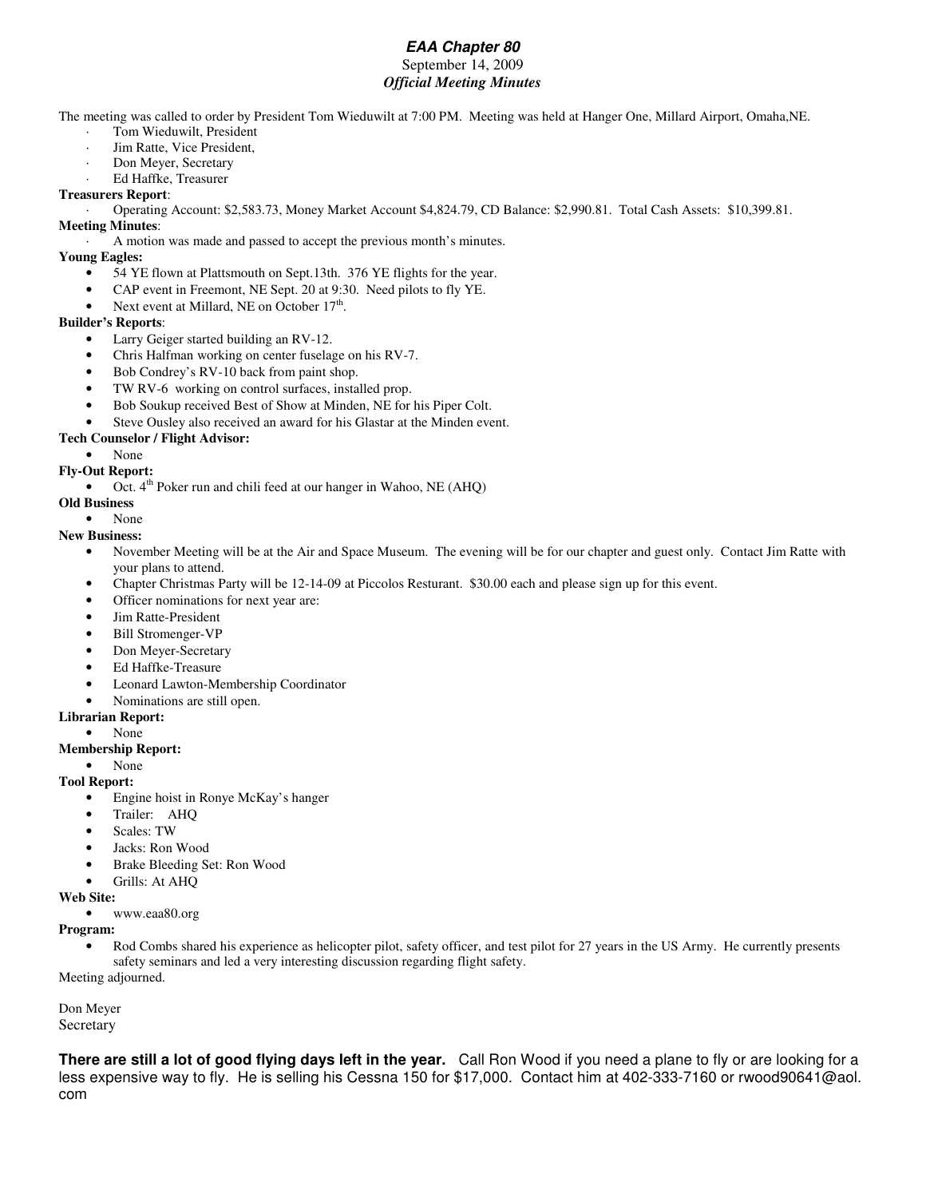# *EAA Chapter 80*

September 14, 2009

***Official Meeting Minutes***

The meeting was called to order by President Tom Wieduwilt at 7:00 PM. Meeting was held at Hanger One, Millard Airport, Omaha,NE.

- Tom Wieduwilt, President
- Jim Ratte, Vice President,
- Don Meyer, Secretary
- Ed Haffke, Treasurer

**Treasurers Report**:

- Operating Account: $2,583.73, Money Market Account $4,824.79, CD Balance: $2,990.81. Total Cash Assets: $10,399.81.

**Meeting Minutes**:

- A motion was made and passed to accept the previous month's minutes.

**Young Eagles:**

- 54 YE flown at Plattsmouth on Sept.13th. 376 YE flights for the year.
- CAP event in Freemont, NE Sept. 20 at 9:30. Need pilots to fly YE.
- Next event at Millard, NE on October 17th.

**Builder's Reports**:

- Larry Geiger started building an RV-12.
- Chris Halfman working on center fuselage on his RV-7.
- Bob Condrey's RV-10 back from paint shop.
- TW RV-6 working on control surfaces, installed prop.
- Bob Soukup received Best of Show at Minden, NE for his Piper Colt.
- Steve Ousley also received an award for his Glastar at the Minden event.

**Tech Counselor / Flight Advisor:**

- None

**Fly-Out Report:**

- Oct. 4th Poker run and chili feed at our hanger in Wahoo, NE (AHQ)

**Old Business**

- None

**New Business:**

- November Meeting will be at the Air and Space Museum. The evening will be for our chapter and guest only. Contact Jim Ratte with your plans to attend.
- Chapter Christmas Party will be 12-14-09 at Piccolos Resturant. $30.00 each and please sign up for this event.
- Officer nominations for next year are:
- Jim Ratte-President
- Bill Stromenger-VP
- Don Meyer-Secretary
- Ed Haffke-Treasure
- Leonard Lawton-Membership Coordinator
- Nominations are still open.

**Librarian Report:**

- None

**Membership Report:**

- None

**Tool Report:**

- Engine hoist in Ronye McKay's hanger
- Trailer: AHQ
- Scales: TW
- Jacks: Ron Wood
- Brake Bleeding Set: Ron Wood
- Grills: At AHQ

**Web Site:**

- www.eaa80.org

**Program:**

- Rod Combs shared his experience as helicopter pilot, safety officer, and test pilot for 27 years in the US Army. He currently presents safety seminars and led a very interesting discussion regarding flight safety.

Meeting adjourned.

Don Meyer
Secretary

**There are still a lot of good flying days left in the year.** Call Ron Wood if you need a plane to fly or are looking for a less expensive way to fly. He is selling his Cessna 150 for $17,000. Contact him at 402-333-7160 or rwood90641@aol.com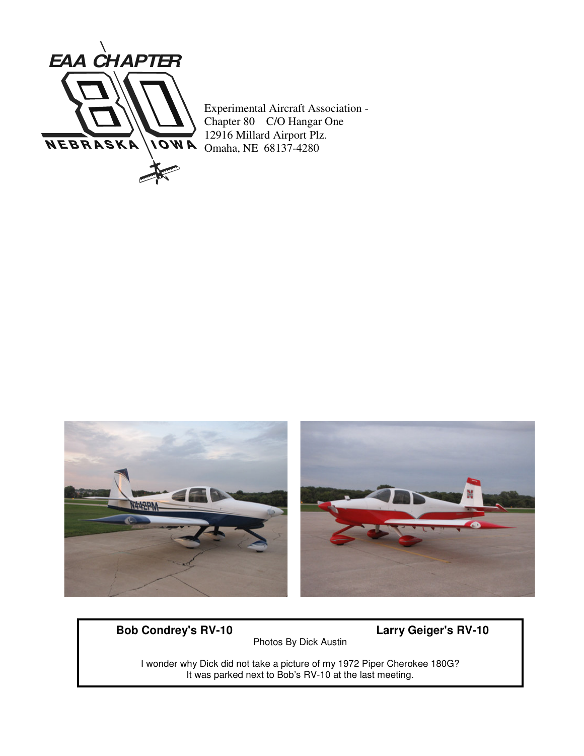EAA CHAPTER 80 NEBRASKA IOWA

Experimental Aircraft Association -
Chapter 80    C/O Hangar One
12916 Millard Airport Plz.
Omaha, NE  68137-4280

**Bob Condrey's RV-10** **Larry Geiger's RV-10**

Photos By Dick Austin

I wonder why Dick did not take a picture of my 1972 Piper Cherokee 180G?
It was parked next to Bob's RV-10 at the last meeting.